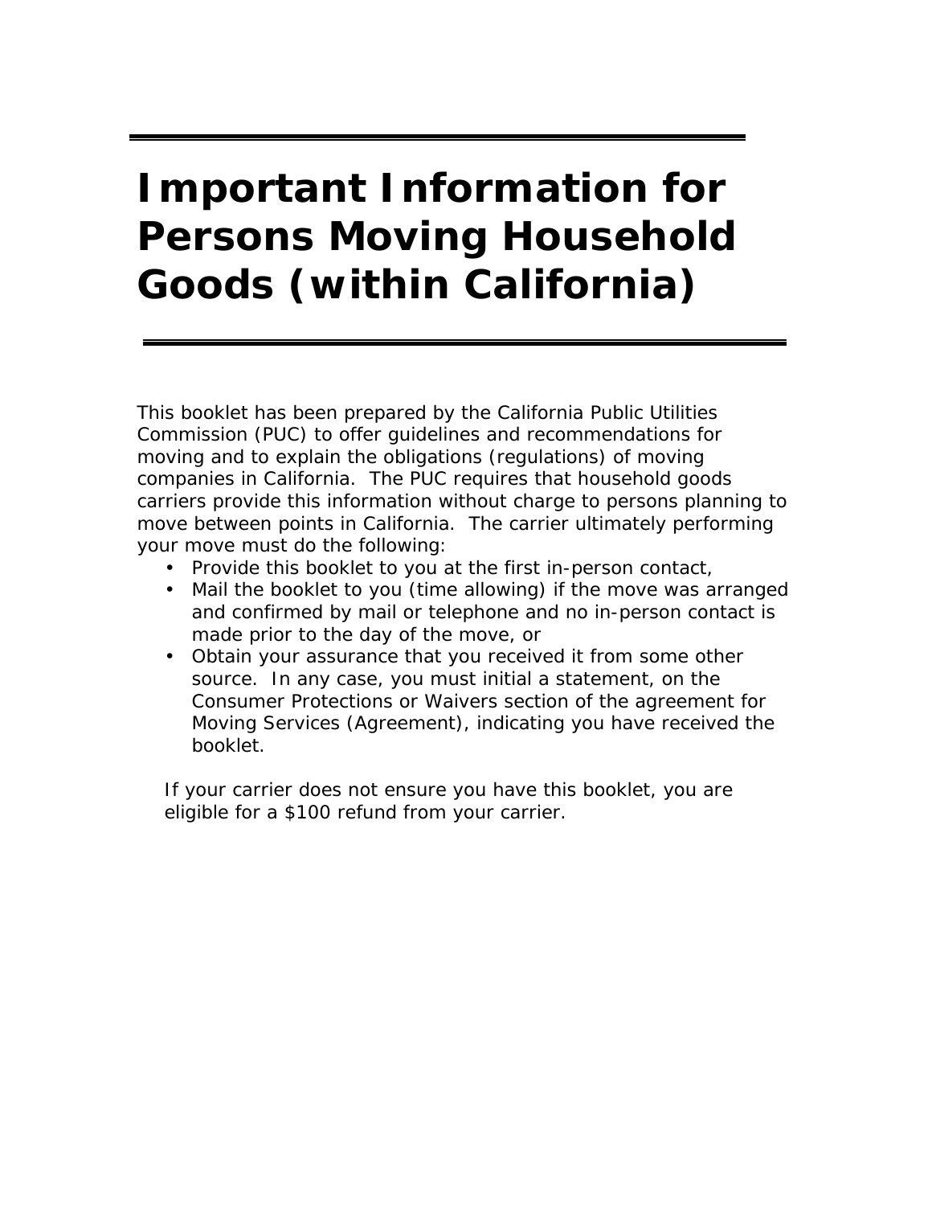# Important Information for Persons Moving Household Goods (within California)

This booklet has been prepared by the California Public Utilities Commission (PUC) to offer guidelines and recommendations for moving and to explain the obligations (regulations) of moving companies in California. The PUC requires that household goods carriers provide this information without charge to persons planning to move between points in California. The carrier ultimately performing your move must do the following:

- Provide this booklet to you at the first in-person contact,
- Mail the booklet to you (time allowing) if the move was arranged and confirmed by mail or telephone and no in-person contact is made prior to the day of the move, or
- Obtain your assurance that you received it from some other source. In any case, you must initial a statement, on the Consumer Protections or Waivers section of the agreement for Moving Services (Agreement), indicating you have received the booklet.

If your carrier does not ensure you have this booklet, you are eligible for a $100 refund from your carrier.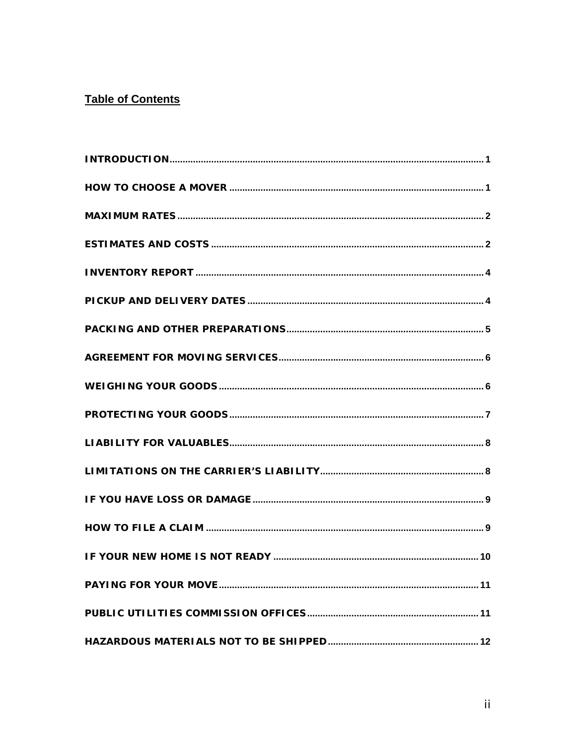## Table of Contents

| | |
|---|---|
| INTRODUCTION | 1 |
| HOW TO CHOOSE A MOVER | 1 |
| MAXIMUM RATES | 2 |
| ESTIMATES AND COSTS | 2 |
| INVENTORY REPORT | 4 |
| PICKUP AND DELIVERY DATES | 4 |
| PACKING AND OTHER PREPARATIONS | 5 |
| AGREEMENT FOR MOVING SERVICES | 6 |
| WEIGHING YOUR GOODS | 6 |
| PROTECTING YOUR GOODS | 7 |
| LIABILITY FOR VALUABLES | 8 |
| LIMITATIONS ON THE CARRIER'S LIABILITY | 8 |
| IF YOU HAVE LOSS OR DAMAGE | 9 |
| HOW TO FILE A CLAIM | 9 |
| IF YOUR NEW HOME IS NOT READY | 10 |
| PAYING FOR YOUR MOVE | 11 |
| PUBLIC UTILITIES COMMISSION OFFICES | 11 |
| HAZARDOUS MATERIALS NOT TO BE SHIPPED | 12 |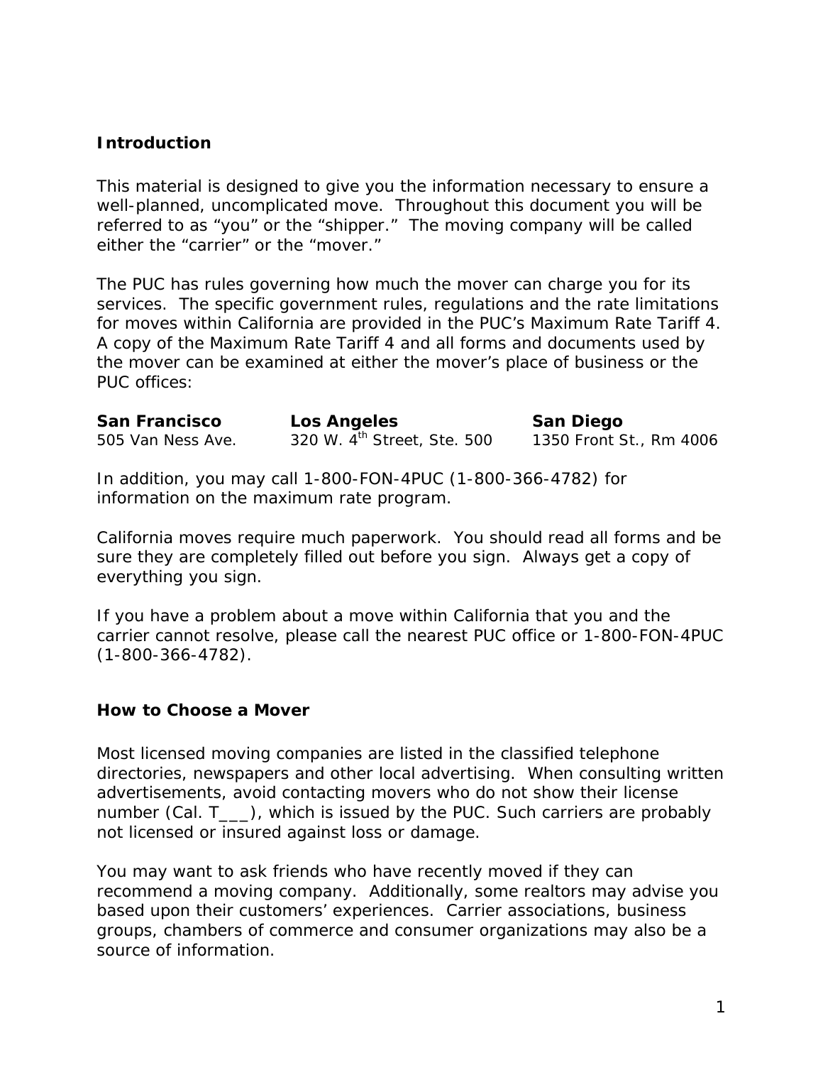## Introduction

This material is designed to give you the information necessary to ensure a well-planned, uncomplicated move. Throughout this document you will be referred to as "you" or the "shipper." The moving company will be called either the "carrier" or the "mover."

The PUC has rules governing how much the mover can charge you for its services. The specific government rules, regulations and the rate limitations for moves within California are provided in the PUC's Maximum Rate Tariff 4. A copy of the Maximum Rate Tariff 4 and all forms and documents used by the mover can be examined at either the mover's place of business or the PUC offices:

| **San Francisco** | **Los Angeles** | **San Diego** |
|---|---|---|
| 505 Van Ness Ave. | 320 W. 4th Street, Ste. 500 | 1350 Front St., Rm 4006 |

In addition, you may call 1-800-FON-4PUC (1-800-366-4782) for information on the maximum rate program.

California moves require much paperwork. You should read all forms and be sure they are completely filled out before you sign. Always get a copy of everything you sign.

If you have a problem about a move within California that you and the carrier cannot resolve, please call the nearest PUC office or 1-800-FON-4PUC (1-800-366-4782).

## How to Choose a Mover

Most licensed moving companies are listed in the classified telephone directories, newspapers and other local advertising. When consulting written advertisements, avoid contacting movers who do not show their license number (Cal. T___), which is issued by the PUC. Such carriers are probably not licensed or insured against loss or damage.

You may want to ask friends who have recently moved if they can recommend a moving company. Additionally, some realtors may advise you based upon their customers' experiences. Carrier associations, business groups, chambers of commerce and consumer organizations may also be a source of information.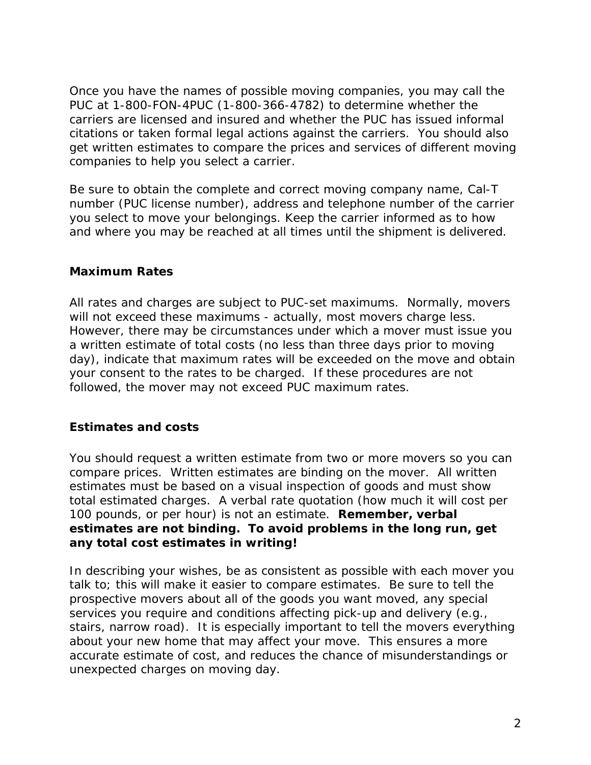Once you have the names of possible moving companies, you may call the PUC at 1-800-FON-4PUC (1-800-366-4782) to determine whether the carriers are licensed and insured and whether the PUC has issued informal citations or taken formal legal actions against the carriers. You should also get written estimates to compare the prices and services of different moving companies to help you select a carrier.

Be sure to obtain the complete and correct moving company name, Cal-T number (PUC license number), address and telephone number of the carrier you select to move your belongings. Keep the carrier informed as to how and where you may be reached at all times until the shipment is delivered.

### Maximum Rates

All rates and charges are subject to PUC-set maximums. Normally, movers will not exceed these maximums - actually, most movers charge less. However, there may be circumstances under which a mover must issue you a written estimate of total costs (no less than three days prior to moving day), indicate that maximum rates will be exceeded on the move and obtain your consent to the rates to be charged. If these procedures are not followed, the mover may not exceed PUC maximum rates.

### Estimates and costs

You should request a written estimate from two or more movers so you can compare prices. Written estimates are binding on the mover. All written estimates must be based on a visual inspection of goods and must show total estimated charges. A verbal rate quotation (how much it will cost per 100 pounds, or per hour) is not an estimate. **Remember, verbal estimates are not binding. To avoid problems in the long run, get any total cost estimates in writing!**

In describing your wishes, be as consistent as possible with each mover you talk to; this will make it easier to compare estimates. Be sure to tell the prospective movers about all of the goods you want moved, any special services you require and conditions affecting pick-up and delivery (e.g., stairs, narrow road). It is especially important to tell the movers everything about your new home that may affect your move. This ensures a more accurate estimate of cost, and reduces the chance of misunderstandings or unexpected charges on moving day.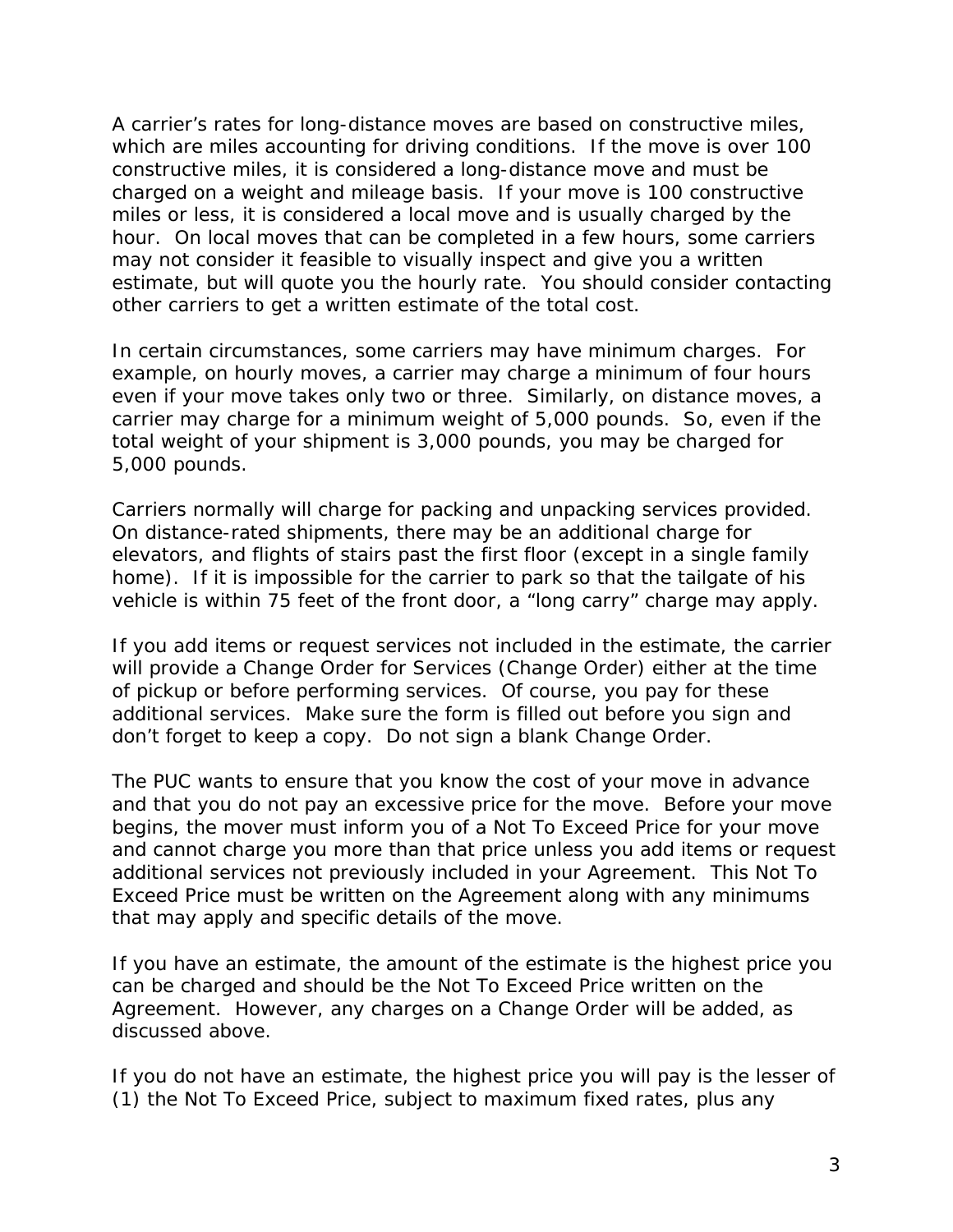A carrier's rates for long-distance moves are based on constructive miles, which are miles accounting for driving conditions. If the move is over 100 constructive miles, it is considered a long-distance move and must be charged on a weight and mileage basis. If your move is 100 constructive miles or less, it is considered a local move and is usually charged by the hour. On local moves that can be completed in a few hours, some carriers may not consider it feasible to visually inspect and give you a written estimate, but will quote you the hourly rate. You should consider contacting other carriers to get a written estimate of the total cost.

In certain circumstances, some carriers may have minimum charges. For example, on hourly moves, a carrier may charge a minimum of four hours even if your move takes only two or three. Similarly, on distance moves, a carrier may charge for a minimum weight of 5,000 pounds. So, even if the total weight of your shipment is 3,000 pounds, you may be charged for 5,000 pounds.

Carriers normally will charge for packing and unpacking services provided. On distance-rated shipments, there may be an additional charge for elevators, and flights of stairs past the first floor (except in a single family home). If it is impossible for the carrier to park so that the tailgate of his vehicle is within 75 feet of the front door, a "long carry" charge may apply.

If you add items or request services not included in the estimate, the carrier will provide a Change Order for Services (Change Order) either at the time of pickup or before performing services. Of course, you pay for these additional services. Make sure the form is filled out before you sign and don't forget to keep a copy. Do not sign a blank Change Order.

The PUC wants to ensure that you know the cost of your move in advance and that you do not pay an excessive price for the move. Before your move begins, the mover must inform you of a Not To Exceed Price for your move and cannot charge you more than that price unless you add items or request additional services not previously included in your Agreement. This Not To Exceed Price must be written on the Agreement along with any minimums that may apply and specific details of the move.

If you have an estimate, the amount of the estimate is the highest price you can be charged and should be the Not To Exceed Price written on the Agreement. However, any charges on a Change Order will be added, as discussed above.

If you do not have an estimate, the highest price you will pay is the lesser of (1) the Not To Exceed Price, subject to maximum fixed rates, plus any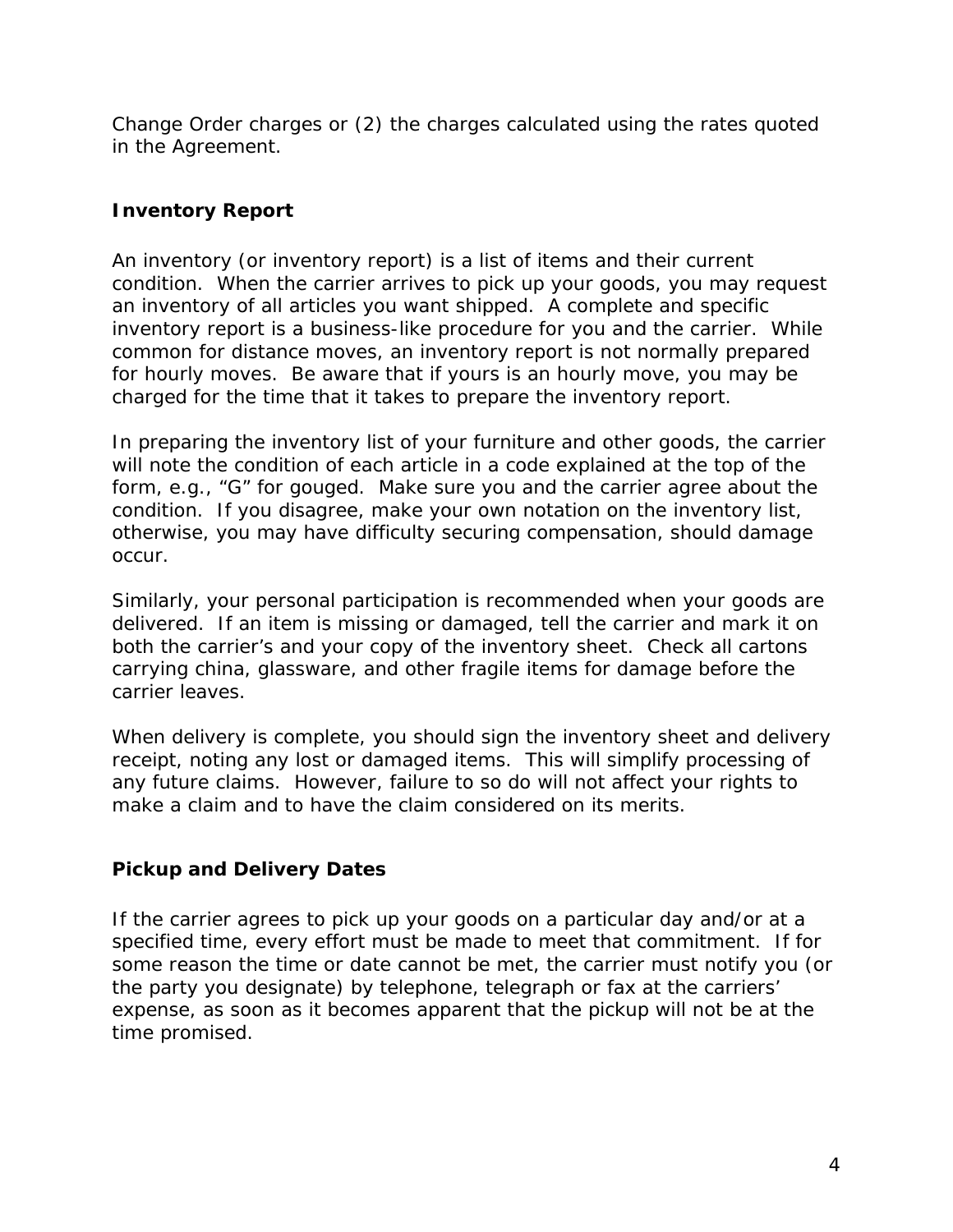Change Order charges or (2) the charges calculated using the rates quoted in the Agreement.

### Inventory Report

An inventory (or inventory report) is a list of items and their current condition. When the carrier arrives to pick up your goods, you may request an inventory of all articles you want shipped. A complete and specific inventory report is a business-like procedure for you and the carrier. While common for distance moves, an inventory report is not normally prepared for hourly moves. Be aware that if yours is an hourly move, you may be charged for the time that it takes to prepare the inventory report.

In preparing the inventory list of your furniture and other goods, the carrier will note the condition of each article in a code explained at the top of the form, e.g., "G" for gouged. Make sure you and the carrier agree about the condition. If you disagree, make your own notation on the inventory list, otherwise, you may have difficulty securing compensation, should damage occur.

Similarly, your personal participation is recommended when your goods are delivered. If an item is missing or damaged, tell the carrier and mark it on both the carrier's and your copy of the inventory sheet. Check all cartons carrying china, glassware, and other fragile items for damage before the carrier leaves.

When delivery is complete, you should sign the inventory sheet and delivery receipt, noting any lost or damaged items. This will simplify processing of any future claims. However, failure to so do will not affect your rights to make a claim and to have the claim considered on its merits.

### Pickup and Delivery Dates

If the carrier agrees to pick up your goods on a particular day and/or at a specified time, every effort must be made to meet that commitment. If for some reason the time or date cannot be met, the carrier must notify you (or the party you designate) by telephone, telegraph or fax at the carriers' expense, as soon as it becomes apparent that the pickup will not be at the time promised.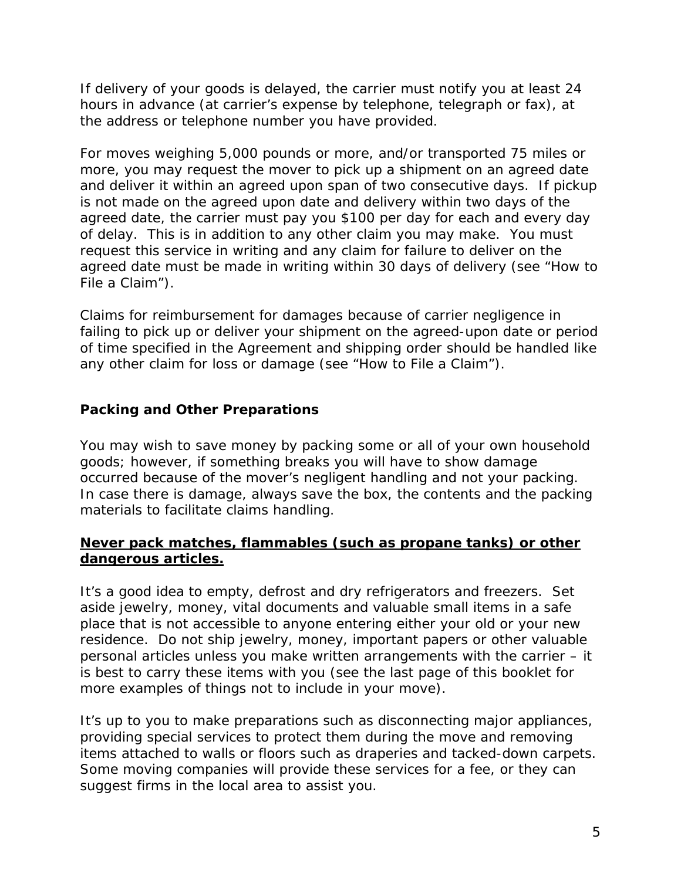If delivery of your goods is delayed, the carrier must notify you at least 24 hours in advance (at carrier's expense by telephone, telegraph or fax), at the address or telephone number you have provided.

For moves weighing 5,000 pounds or more, and/or transported 75 miles or more, you may request the mover to pick up a shipment on an agreed date and deliver it within an agreed upon span of two consecutive days. If pickup is not made on the agreed upon date and delivery within two days of the agreed date, the carrier must pay you $100 per day for each and every day of delay. This is in addition to any other claim you may make. You must request this service in writing and any claim for failure to deliver on the agreed date must be made in writing within 30 days of delivery (see "How to File a Claim").

Claims for reimbursement for damages because of carrier negligence in failing to pick up or deliver your shipment on the agreed-upon date or period of time specified in the Agreement and shipping order should be handled like any other claim for loss or damage (see "How to File a Claim").

## Packing and Other Preparations

You may wish to save money by packing some or all of your own household goods; however, if something breaks you will have to show damage occurred because of the mover's negligent handling and not your packing. In case there is damage, always save the box, the contents and the packing materials to facilitate claims handling.

**<u>Never pack matches, flammables (such as propane tanks) or other dangerous articles.</u>**

It's a good idea to empty, defrost and dry refrigerators and freezers. Set aside jewelry, money, vital documents and valuable small items in a safe place that is not accessible to anyone entering either your old or your new residence. Do not ship jewelry, money, important papers or other valuable personal articles unless you make written arrangements with the carrier – it is best to carry these items with you (see the last page of this booklet for more examples of things not to include in your move).

It's up to you to make preparations such as disconnecting major appliances, providing special services to protect them during the move and removing items attached to walls or floors such as draperies and tacked-down carpets. Some moving companies will provide these services for a fee, or they can suggest firms in the local area to assist you.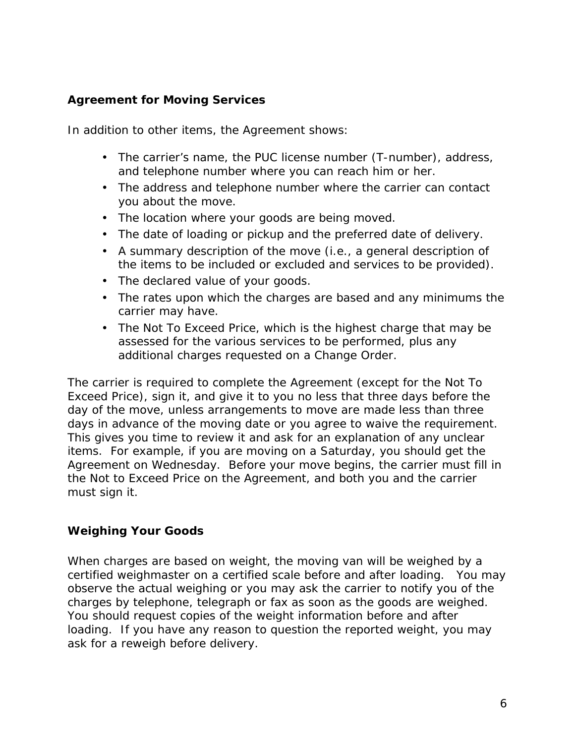### Agreement for Moving Services

In addition to other items, the Agreement shows:

- The carrier's name, the PUC license number (T-number), address, and telephone number where you can reach him or her.
- The address and telephone number where the carrier can contact you about the move.
- The location where your goods are being moved.
- The date of loading or pickup and the preferred date of delivery.
- A summary description of the move (i.e., a general description of the items to be included or excluded and services to be provided).
- The declared value of your goods.
- The rates upon which the charges are based and any minimums the carrier may have.
- The Not To Exceed Price, which is the highest charge that may be assessed for the various services to be performed, plus any additional charges requested on a Change Order.

The carrier is required to complete the Agreement (except for the Not To Exceed Price), sign it, and give it to you no less that three days before the day of the move, unless arrangements to move are made less than three days in advance of the moving date or you agree to waive the requirement. This gives you time to review it and ask for an explanation of any unclear items. For example, if you are moving on a Saturday, you should get the Agreement on Wednesday. Before your move begins, the carrier must fill in the Not to Exceed Price on the Agreement, and both you and the carrier must sign it.

### Weighing Your Goods

When charges are based on weight, the moving van will be weighed by a certified weighmaster on a certified scale before and after loading. You may observe the actual weighing or you may ask the carrier to notify you of the charges by telephone, telegraph or fax as soon as the goods are weighed. You should request copies of the weight information before and after loading. If you have any reason to question the reported weight, you may ask for a reweigh before delivery.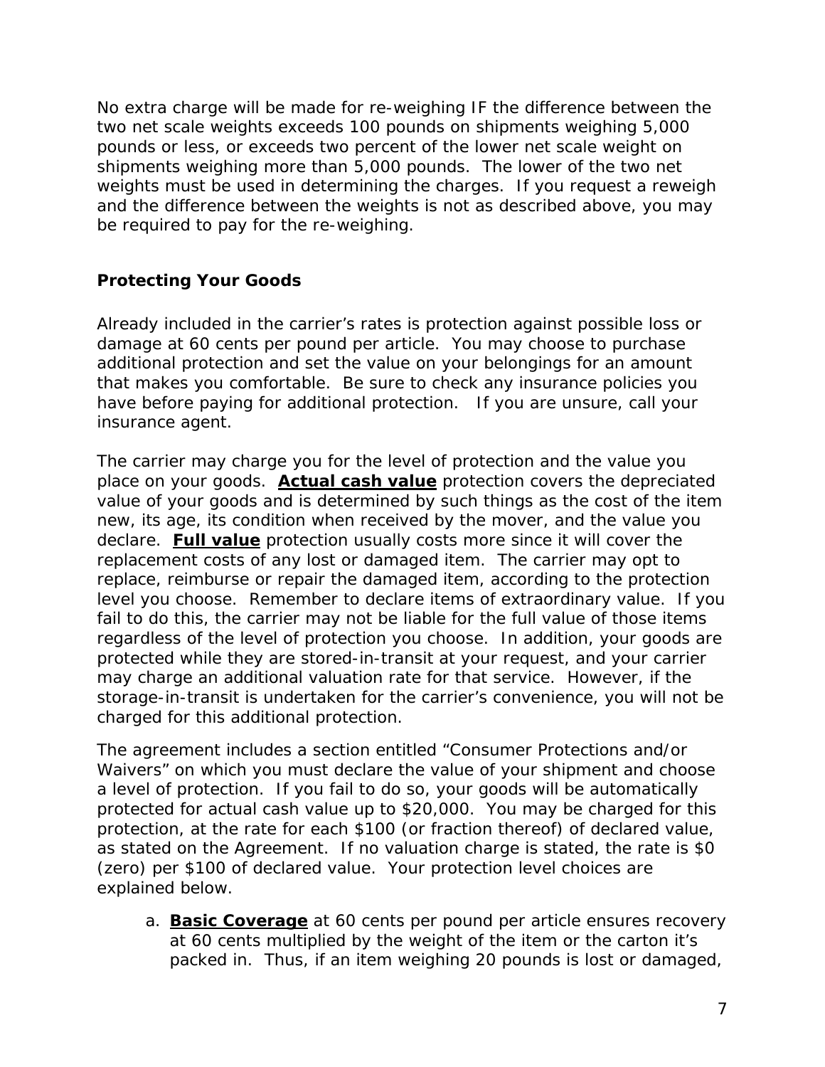No extra charge will be made for re-weighing IF the difference between the two net scale weights exceeds 100 pounds on shipments weighing 5,000 pounds or less, or exceeds two percent of the lower net scale weight on shipments weighing more than 5,000 pounds. The lower of the two net weights must be used in determining the charges. If you request a reweigh and the difference between the weights is not as described above, you may be required to pay for the re-weighing.

### Protecting Your Goods

Already included in the carrier's rates is protection against possible loss or damage at 60 cents per pound per article. You may choose to purchase additional protection and set the value on your belongings for an amount that makes you comfortable. Be sure to check any insurance policies you have before paying for additional protection. If you are unsure, call your insurance agent.

The carrier may charge you for the level of protection and the value you place on your goods. **Actual cash value** protection covers the depreciated value of your goods and is determined by such things as the cost of the item new, its age, its condition when received by the mover, and the value you declare. **Full value** protection usually costs more since it will cover the replacement costs of any lost or damaged item. The carrier may opt to replace, reimburse or repair the damaged item, according to the protection level you choose. Remember to declare items of extraordinary value. If you fail to do this, the carrier may not be liable for the full value of those items regardless of the level of protection you choose. In addition, your goods are protected while they are stored-in-transit at your request, and your carrier may charge an additional valuation rate for that service. However, if the storage-in-transit is undertaken for the carrier's convenience, you will not be charged for this additional protection.

The agreement includes a section entitled "Consumer Protections and/or Waivers" on which you must declare the value of your shipment and choose a level of protection. If you fail to do so, your goods will be automatically protected for actual cash value up to $20,000. You may be charged for this protection, at the rate for each $100 (or fraction thereof) of declared value, as stated on the Agreement. If no valuation charge is stated, the rate is $0 (zero) per $100 of declared value. Your protection level choices are explained below.

a. **Basic Coverage** at 60 cents per pound per article ensures recovery at 60 cents multiplied by the weight of the item or the carton it's packed in. Thus, if an item weighing 20 pounds is lost or damaged,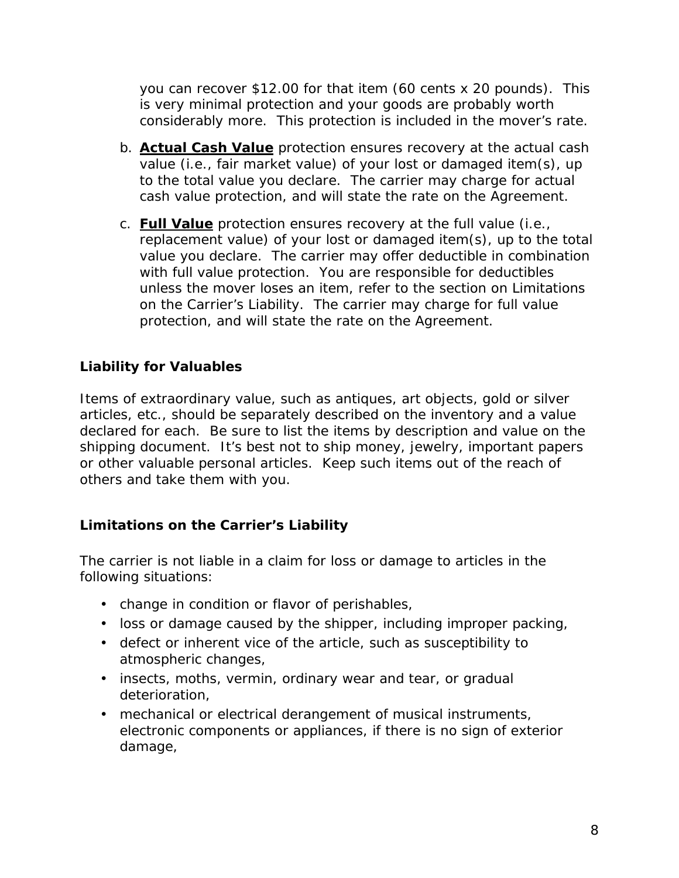you can recover $12.00 for that item (60 cents x 20 pounds). This is very minimal protection and your goods are probably worth considerably more. This protection is included in the mover's rate.

b. **Actual Cash Value** protection ensures recovery at the actual cash value (i.e., fair market value) of your lost or damaged item(s), up to the total value you declare. The carrier may charge for actual cash value protection, and will state the rate on the Agreement.

c. **Full Value** protection ensures recovery at the full value (i.e., replacement value) of your lost or damaged item(s), up to the total value you declare. The carrier may offer deductible in combination with full value protection. You are responsible for deductibles unless the mover loses an item, refer to the section on Limitations on the Carrier's Liability. The carrier may charge for full value protection, and will state the rate on the Agreement.

### Liability for Valuables

Items of extraordinary value, such as antiques, art objects, gold or silver articles, etc., should be separately described on the inventory and a value declared for each. Be sure to list the items by description and value on the shipping document. It's best not to ship money, jewelry, important papers or other valuable personal articles. Keep such items out of the reach of others and take them with you.

### Limitations on the Carrier's Liability

The carrier is not liable in a claim for loss or damage to articles in the following situations:

- change in condition or flavor of perishables,
- loss or damage caused by the shipper, including improper packing,
- defect or inherent vice of the article, such as susceptibility to atmospheric changes,
- insects, moths, vermin, ordinary wear and tear, or gradual deterioration,
- mechanical or electrical derangement of musical instruments, electronic components or appliances, if there is no sign of exterior damage,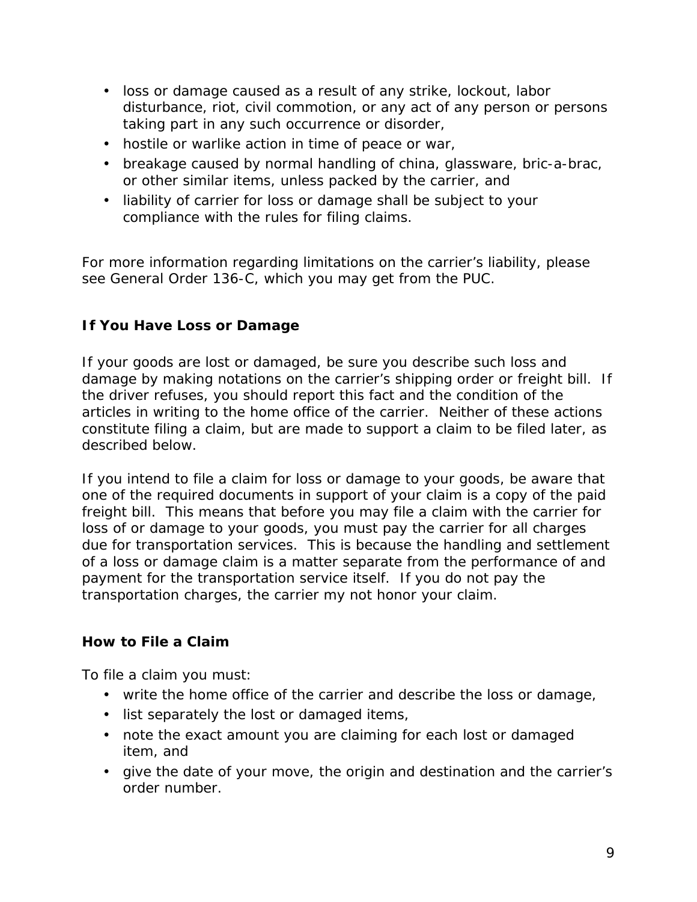- loss or damage caused as a result of any strike, lockout, labor disturbance, riot, civil commotion, or any act of any person or persons taking part in any such occurrence or disorder,
- hostile or warlike action in time of peace or war,
- breakage caused by normal handling of china, glassware, bric-a-brac, or other similar items, unless packed by the carrier, and
- liability of carrier for loss or damage shall be subject to your compliance with the rules for filing claims.

For more information regarding limitations on the carrier's liability, please see General Order 136-C, which you may get from the PUC.

### If You Have Loss or Damage

If your goods are lost or damaged, be sure you describe such loss and damage by making notations on the carrier's shipping order or freight bill. If the driver refuses, you should report this fact and the condition of the articles in writing to the home office of the carrier. Neither of these actions constitute filing a claim, but are made to support a claim to be filed later, as described below.

If you intend to file a claim for loss or damage to your goods, be aware that one of the required documents in support of your claim is a copy of the paid freight bill. This means that before you may file a claim with the carrier for loss of or damage to your goods, you must pay the carrier for all charges due for transportation services. This is because the handling and settlement of a loss or damage claim is a matter separate from the performance of and payment for the transportation service itself. If you do not pay the transportation charges, the carrier my not honor your claim.

### How to File a Claim

To file a claim you must:

- write the home office of the carrier and describe the loss or damage,
- list separately the lost or damaged items,
- note the exact amount you are claiming for each lost or damaged item, and
- give the date of your move, the origin and destination and the carrier's order number.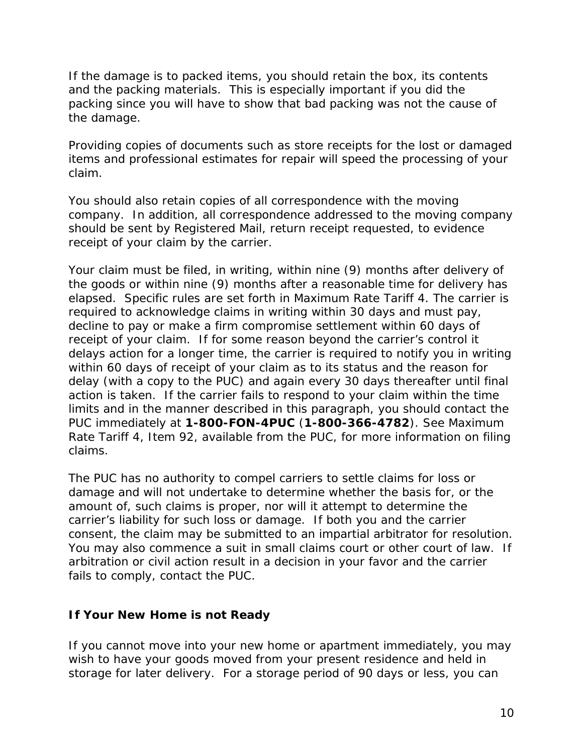If the damage is to packed items, you should retain the box, its contents and the packing materials. This is especially important if you did the packing since you will have to show that bad packing was not the cause of the damage.

Providing copies of documents such as store receipts for the lost or damaged items and professional estimates for repair will speed the processing of your claim.

You should also retain copies of all correspondence with the moving company. In addition, all correspondence addressed to the moving company should be sent by Registered Mail, return receipt requested, to evidence receipt of your claim by the carrier.

Your claim must be filed, in writing, within nine (9) months after delivery of the goods or within nine (9) months after a reasonable time for delivery has elapsed. Specific rules are set forth in Maximum Rate Tariff 4. The carrier is required to acknowledge claims in writing within 30 days and must pay, decline to pay or make a firm compromise settlement within 60 days of receipt of your claim. If for some reason beyond the carrier's control it delays action for a longer time, the carrier is required to notify you in writing within 60 days of receipt of your claim as to its status and the reason for delay (with a copy to the PUC) and again every 30 days thereafter until final action is taken. If the carrier fails to respond to your claim within the time limits and in the manner described in this paragraph, you should contact the PUC immediately at **1-800-FON-4PUC** (**1-800-366-4782**). See Maximum Rate Tariff 4, Item 92, available from the PUC, for more information on filing claims.

The PUC has no authority to compel carriers to settle claims for loss or damage and will not undertake to determine whether the basis for, or the amount of, such claims is proper, nor will it attempt to determine the carrier's liability for such loss or damage. If both you and the carrier consent, the claim may be submitted to an impartial arbitrator for resolution. You may also commence a suit in small claims court or other court of law. If arbitration or civil action result in a decision in your favor and the carrier fails to comply, contact the PUC.

### If Your New Home is not Ready

If you cannot move into your new home or apartment immediately, you may wish to have your goods moved from your present residence and held in storage for later delivery. For a storage period of 90 days or less, you can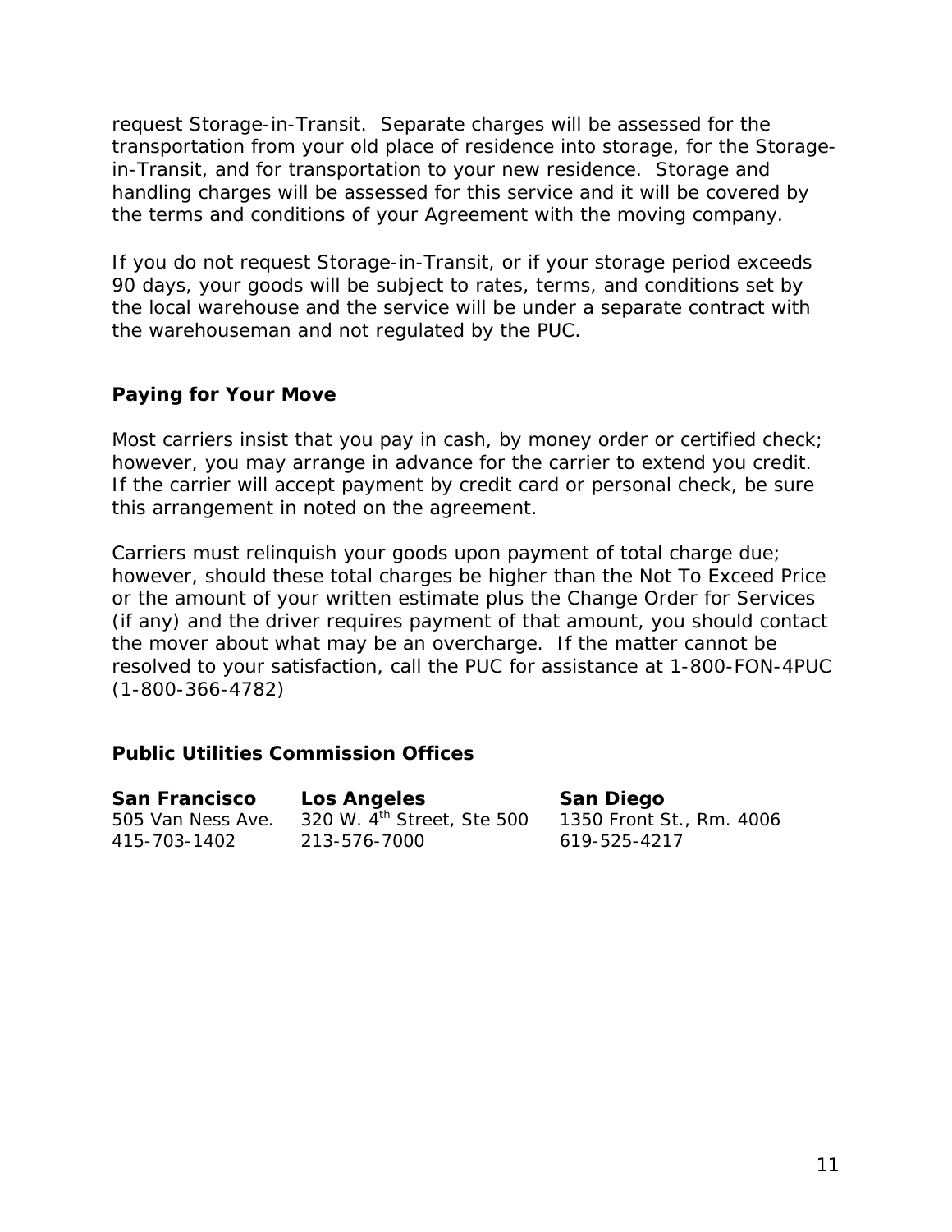request Storage-in-Transit. Separate charges will be assessed for the transportation from your old place of residence into storage, for the Storage-in-Transit, and for transportation to your new residence. Storage and handling charges will be assessed for this service and it will be covered by the terms and conditions of your Agreement with the moving company.

If you do not request Storage-in-Transit, or if your storage period exceeds 90 days, your goods will be subject to rates, terms, and conditions set by the local warehouse and the service will be under a separate contract with the warehouseman and not regulated by the PUC.

### Paying for Your Move

Most carriers insist that you pay in cash, by money order or certified check; however, you may arrange in advance for the carrier to extend you credit. If the carrier will accept payment by credit card or personal check, be sure this arrangement in noted on the agreement.

Carriers must relinquish your goods upon payment of total charge due; however, should these total charges be higher than the Not To Exceed Price or the amount of your written estimate plus the Change Order for Services (if any) and the driver requires payment of that amount, you should contact the mover about what may be an overcharge. If the matter cannot be resolved to your satisfaction, call the PUC for assistance at 1-800-FON-4PUC (1-800-366-4782)

### Public Utilities Commission Offices

| **San Francisco** | **Los Angeles** | **San Diego** |
|---|---|---|
| 505 Van Ness Ave. | 320 W. 4th Street, Ste 500 | 1350 Front St., Rm. 4006 |
| 415-703-1402 | 213-576-7000 | 619-525-4217 |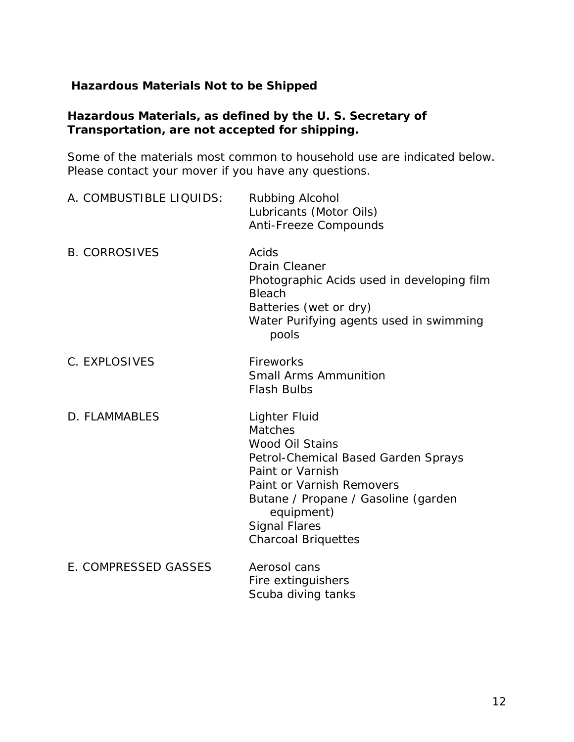## Hazardous Materials Not to be Shipped

**Hazardous Materials, as defined by the U. S. Secretary of Transportation, are not accepted for shipping.**

Some of the materials most common to household use are indicated below. Please contact your mover if you have any questions.

| | |
|---|---|
| A. COMBUSTIBLE LIQUIDS: | Rubbing Alcohol<br>Lubricants (Motor Oils)<br>Anti-Freeze Compounds |
| B. CORROSIVES | Acids<br>Drain Cleaner<br>Photographic Acids used in developing film<br>Bleach<br>Batteries (wet or dry)<br>Water Purifying agents used in swimming pools |
| C. EXPLOSIVES | Fireworks<br>Small Arms Ammunition<br>Flash Bulbs |
| D. FLAMMABLES | Lighter Fluid<br>Matches<br>Wood Oil Stains<br>Petrol-Chemical Based Garden Sprays<br>Paint or Varnish<br>Paint or Varnish Removers<br>Butane / Propane / Gasoline (garden equipment)<br>Signal Flares<br>Charcoal Briquettes |
| E. COMPRESSED GASSES | Aerosol cans<br>Fire extinguishers<br>Scuba diving tanks |